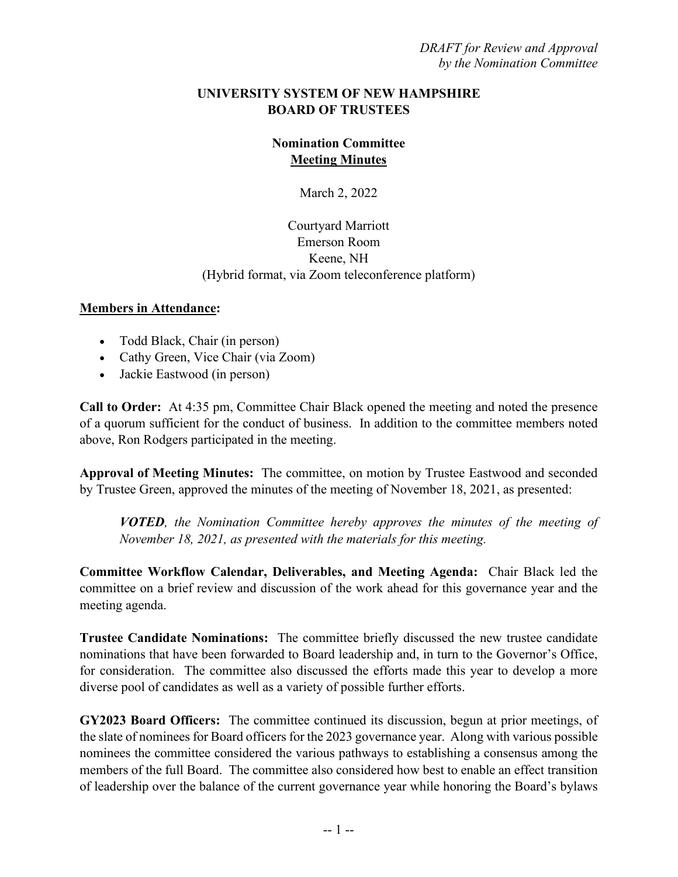*DRAFT for Review and Approval*
*by the Nomination Committee*

**UNIVERSITY SYSTEM OF NEW HAMPSHIRE**
**BOARD OF TRUSTEES**

**Nomination Committee**
**Meeting Minutes**

March 2, 2022

Courtyard Marriott
Emerson Room
Keene, NH
(Hybrid format, via Zoom teleconference platform)

**Members in Attendance:**

- Todd Black, Chair (in person)
- Cathy Green, Vice Chair (via Zoom)
- Jackie Eastwood (in person)

**Call to Order:** At 4:35 pm, Committee Chair Black opened the meeting and noted the presence of a quorum sufficient for the conduct of business. In addition to the committee members noted above, Ron Rodgers participated in the meeting.

**Approval of Meeting Minutes:** The committee, on motion by Trustee Eastwood and seconded by Trustee Green, approved the minutes of the meeting of November 18, 2021, as presented:

> ***VOTED****, the Nomination Committee hereby approves the minutes of the meeting of November 18, 2021, as presented with the materials for this meeting.*

**Committee Workflow Calendar, Deliverables, and Meeting Agenda:** Chair Black led the committee on a brief review and discussion of the work ahead for this governance year and the meeting agenda.

**Trustee Candidate Nominations:** The committee briefly discussed the new trustee candidate nominations that have been forwarded to Board leadership and, in turn to the Governor's Office, for consideration. The committee also discussed the efforts made this year to develop a more diverse pool of candidates as well as a variety of possible further efforts.

**GY2023 Board Officers:** The committee continued its discussion, begun at prior meetings, of the slate of nominees for Board officers for the 2023 governance year. Along with various possible nominees the committee considered the various pathways to establishing a consensus among the members of the full Board. The committee also considered how best to enable an effect transition of leadership over the balance of the current governance year while honoring the Board's bylaws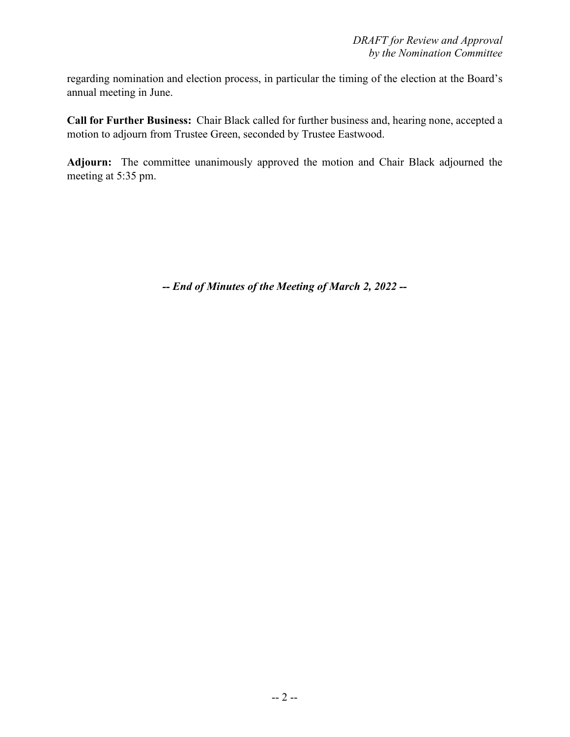regarding nomination and election process, in particular the timing of the election at the Board's annual meeting in June.

**Call for Further Business:** Chair Black called for further business and, hearing none, accepted a motion to adjourn from Trustee Green, seconded by Trustee Eastwood.

**Adjourn:** The committee unanimously approved the motion and Chair Black adjourned the meeting at 5:35 pm.

***-- End of Minutes of the Meeting of March 2, 2022 --***